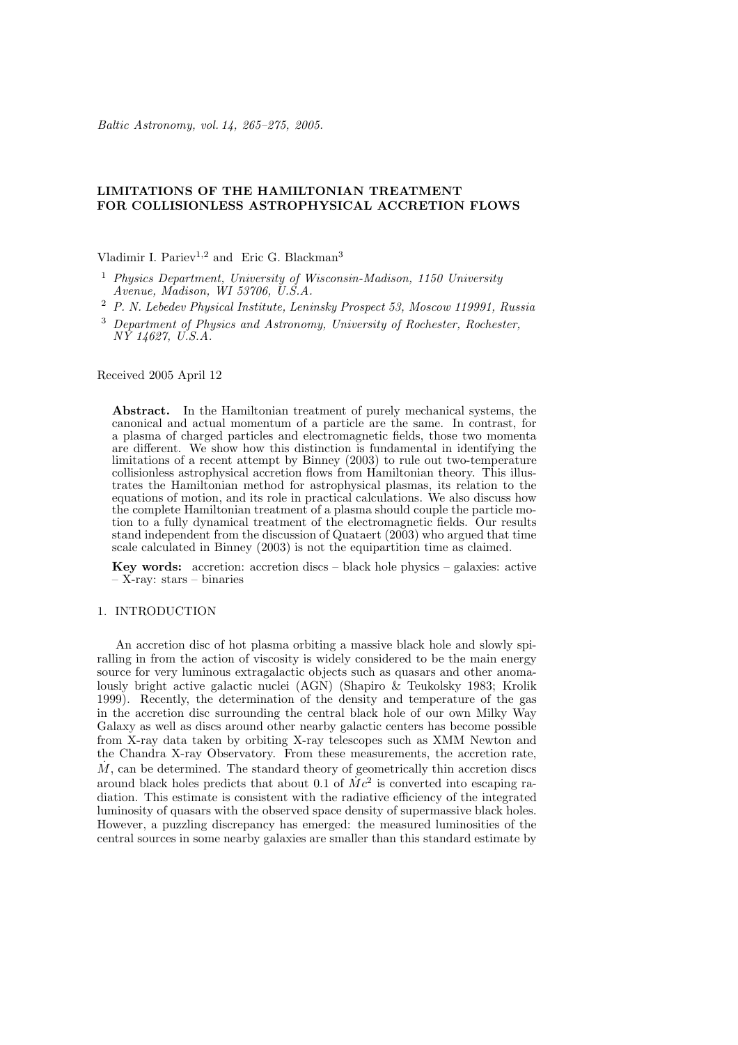# LIMITATIONS OF THE HAMILTONIAN TREATMENT FOR COLLISIONLESS ASTROPHYSICAL ACCRETION FLOWS

Vladimir I. Pariev[1,2] and Eric G. Blackman[3]

[1] *Physics Department, University of Wisconsin-Madison, 1150 University Avenue, Madison, WI 53706, U.S.A.*

[2] *P. N. Lebedev Physical Institute, Leninsky Prospect 53, Moscow 119991, Russia*

[3] *Department of Physics and Astronomy, University of Rochester, Rochester, NY 14627, U.S.A.*

Received 2005 April 12

**Abstract.** In the Hamiltonian treatment of purely mechanical systems, the canonical and actual momentum of a particle are the same. In contrast, for a plasma of charged particles and electromagnetic fields, those two momenta are different. We show how this distinction is fundamental in identifying the limitations of a recent attempt by Binney (2003) to rule out two-temperature collisionless astrophysical accretion flows from Hamiltonian theory. This illustrates the Hamiltonian method for astrophysical plasmas, its relation to the equations of motion, and its role in practical calculations. We also discuss how the complete Hamiltonian treatment of a plasma should couple the particle motion to a fully dynamical treatment of the electromagnetic fields. Our results stand independent from the discussion of Quataert (2003) who argued that time scale calculated in Binney (2003) is not the equipartition time as claimed.

**Key words:** accretion: accretion discs – black hole physics – galaxies: active – X-ray: stars – binaries

## 1. INTRODUCTION

An accretion disc of hot plasma orbiting a massive black hole and slowly spiralling in from the action of viscosity is widely considered to be the main energy source for very luminous extragalactic objects such as quasars and other anomalously bright active galactic nuclei (AGN) (Shapiro & Teukolsky 1983; Krolik 1999). Recently, the determination of the density and temperature of the gas in the accretion disc surrounding the central black hole of our own Milky Way Galaxy as well as discs around other nearby galactic centers has become possible from X-ray data taken by orbiting X-ray telescopes such as XMM Newton and the Chandra X-ray Observatory. From these measurements, the accretion rate, $\dot{M}$, can be determined. The standard theory of geometrically thin accretion discs around black holes predicts that about 0.1 of $\dot{M}c^2$ is converted into escaping radiation. This estimate is consistent with the radiative efficiency of the integrated luminosity of quasars with the observed space density of supermassive black holes. However, a puzzling discrepancy has emerged: the measured luminosities of the central sources in some nearby galaxies are smaller than this standard estimate by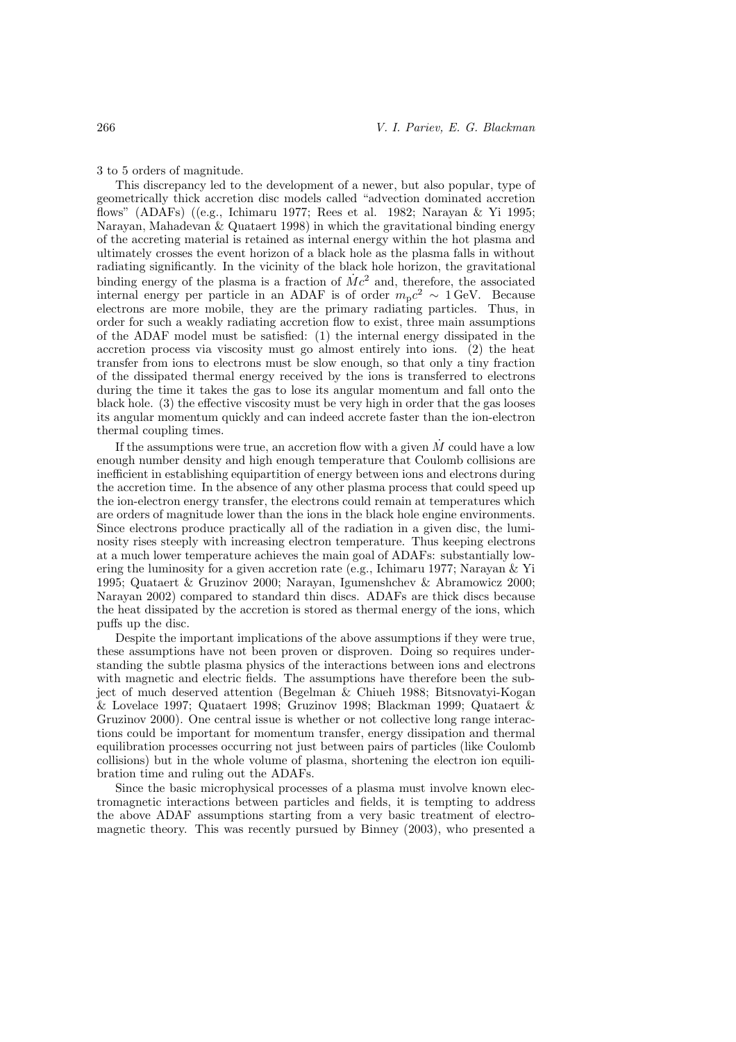3 to 5 orders of magnitude.

This discrepancy led to the development of a newer, but also popular, type of geometrically thick accretion disc models called "advection dominated accretion flows" (ADAFs) ((e.g., Ichimaru 1977; Rees et al. 1982; Narayan & Yi 1995; Narayan, Mahadevan & Quataert 1998) in which the gravitational binding energy of the accreting material is retained as internal energy within the hot plasma and ultimately crosses the event horizon of a black hole as the plasma falls in without radiating significantly. In the vicinity of the black hole horizon, the gravitational binding energy of the plasma is a fraction of $\dot{M}c^2$ and, therefore, the associated internal energy per particle in an ADAF is of order $m_{\rm p}c^2 \sim 1\,{\rm GeV}$. Because electrons are more mobile, they are the primary radiating particles. Thus, in order for such a weakly radiating accretion flow to exist, three main assumptions of the ADAF model must be satisfied: (1) the internal energy dissipated in the accretion process via viscosity must go almost entirely into ions. (2) the heat transfer from ions to electrons must be slow enough, so that only a tiny fraction of the dissipated thermal energy received by the ions is transferred to electrons during the time it takes the gas to lose its angular momentum and fall onto the black hole. (3) the effective viscosity must be very high in order that the gas looses its angular momentum quickly and can indeed accrete faster than the ion-electron thermal coupling times.

If the assumptions were true, an accretion flow with a given $\dot{M}$ could have a low enough number density and high enough temperature that Coulomb collisions are inefficient in establishing equipartition of energy between ions and electrons during the accretion time. In the absence of any other plasma process that could speed up the ion-electron energy transfer, the electrons could remain at temperatures which are orders of magnitude lower than the ions in the black hole engine environments. Since electrons produce practically all of the radiation in a given disc, the luminosity rises steeply with increasing electron temperature. Thus keeping electrons at a much lower temperature achieves the main goal of ADAFs: substantially lowering the luminosity for a given accretion rate (e.g., Ichimaru 1977; Narayan & Yi 1995; Quataert & Gruzinov 2000; Narayan, Igumenshchev & Abramowicz 2000; Narayan 2002) compared to standard thin discs. ADAFs are thick discs because the heat dissipated by the accretion is stored as thermal energy of the ions, which puffs up the disc.

Despite the important implications of the above assumptions if they were true, these assumptions have not been proven or disproven. Doing so requires understanding the subtle plasma physics of the interactions between ions and electrons with magnetic and electric fields. The assumptions have therefore been the subject of much deserved attention (Begelman & Chiueh 1988; Bitsnovatyi-Kogan & Lovelace 1997; Quataert 1998; Gruzinov 1998; Blackman 1999; Quataert & Gruzinov 2000). One central issue is whether or not collective long range interactions could be important for momentum transfer, energy dissipation and thermal equilibration processes occurring not just between pairs of particles (like Coulomb collisions) but in the whole volume of plasma, shortening the electron ion equilibration time and ruling out the ADAFs.

Since the basic microphysical processes of a plasma must involve known electromagnetic interactions between particles and fields, it is tempting to address the above ADAF assumptions starting from a very basic treatment of electromagnetic theory. This was recently pursued by Binney (2003), who presented a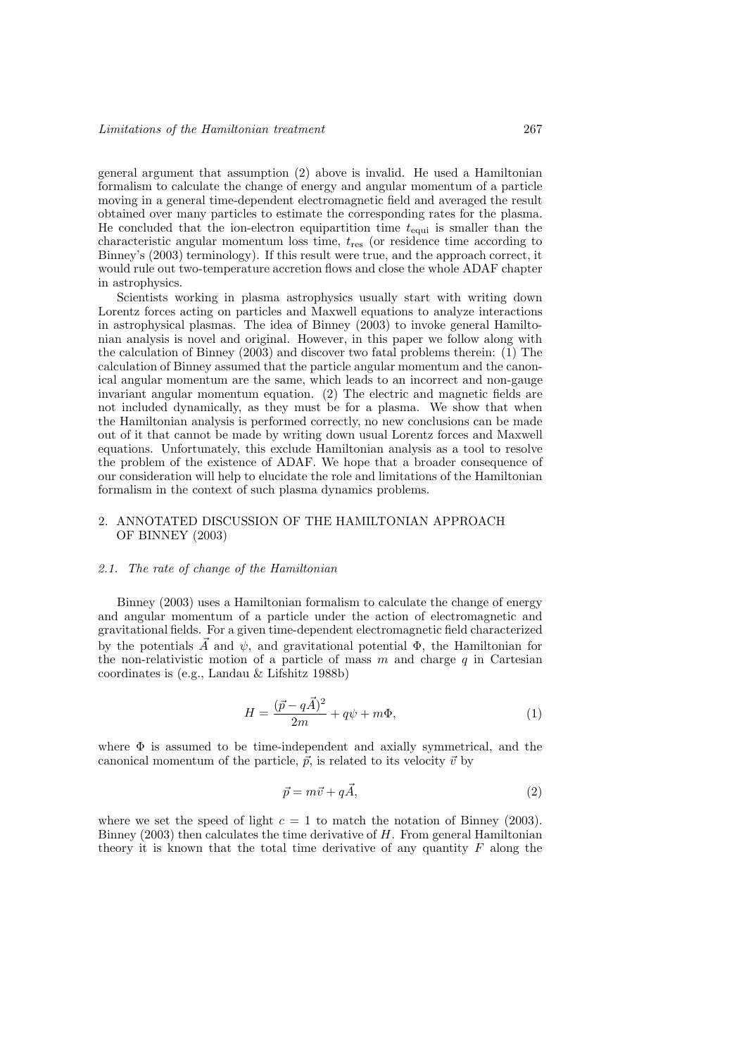general argument that assumption (2) above is invalid. He used a Hamiltonian formalism to calculate the change of energy and angular momentum of a particle moving in a general time-dependent electromagnetic field and averaged the result obtained over many particles to estimate the corresponding rates for the plasma. He concluded that the ion-electron equipartition time $t_{\rm equi}$ is smaller than the characteristic angular momentum loss time, $t_{\rm res}$ (or residence time according to Binney's (2003) terminology). If this result were true, and the approach correct, it would rule out two-temperature accretion flows and close the whole ADAF chapter in astrophysics.

Scientists working in plasma astrophysics usually start with writing down Lorentz forces acting on particles and Maxwell equations to analyze interactions in astrophysical plasmas. The idea of Binney (2003) to invoke general Hamiltonian analysis is novel and original. However, in this paper we follow along with the calculation of Binney (2003) and discover two fatal problems therein: (1) The calculation of Binney assumed that the particle angular momentum and the canonical angular momentum are the same, which leads to an incorrect and non-gauge invariant angular momentum equation. (2) The electric and magnetic fields are not included dynamically, as they must be for a plasma. We show that when the Hamiltonian analysis is performed correctly, no new conclusions can be made out of it that cannot be made by writing down usual Lorentz forces and Maxwell equations. Unfortunately, this exclude Hamiltonian analysis as a tool to resolve the problem of the existence of ADAF. We hope that a broader consequence of our consideration will help to elucidate the role and limitations of the Hamiltonian formalism in the context of such plasma dynamics problems.

## 2. ANNOTATED DISCUSSION OF THE HAMILTONIAN APPROACH OF BINNEY (2003)

### 2.1. *The rate of change of the Hamiltonian*

Binney (2003) uses a Hamiltonian formalism to calculate the change of energy and angular momentum of a particle under the action of electromagnetic and gravitational fields. For a given time-dependent electromagnetic field characterized by the potentials $\vec{A}$ and $\psi$, and gravitational potential $\Phi$, the Hamiltonian for the non-relativistic motion of a particle of mass $m$ and charge $q$ in Cartesian coordinates is (e.g., Landau & Lifshitz 1988b)

$$H = \frac{(\vec{p} - q\vec{A})^2}{2m} + q\psi + m\Phi, \tag{1}$$

where $\Phi$ is assumed to be time-independent and axially symmetrical, and the canonical momentum of the particle, $\vec{p}$, is related to its velocity $\vec{v}$ by

$$\vec{p} = m\vec{v} + q\vec{A}, \tag{2}$$

where we set the speed of light $c = 1$ to match the notation of Binney (2003). Binney (2003) then calculates the time derivative of $H$. From general Hamiltonian theory it is known that the total time derivative of any quantity $F$ along the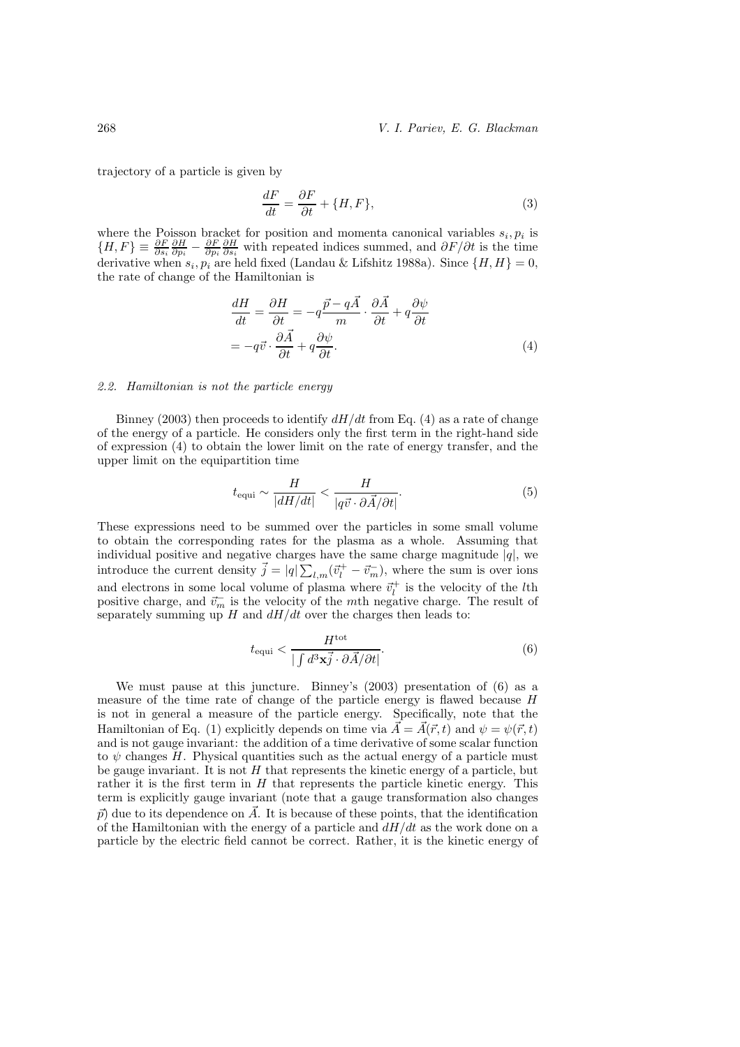trajectory of a particle is given by

$$\frac{dF}{dt} = \frac{\partial F}{\partial t} + \{H, F\}, \tag{3}$$

where the Poisson bracket for position and momenta canonical variables $s_i, p_i$ is $\{H, F\} \equiv \frac{\partial F}{\partial s_i}\frac{\partial H}{\partial p_i} - \frac{\partial F}{\partial p_i}\frac{\partial H}{\partial s_i}$ with repeated indices summed, and $\partial F/\partial t$ is the time derivative when $s_i, p_i$ are held fixed (Landau & Lifshitz 1988a). Since $\{H, H\} = 0$, the rate of change of the Hamiltonian is

$$\begin{aligned}\frac{dH}{dt} &= \frac{\partial H}{\partial t} = -q\frac{\vec{p} - q\vec{A}}{m} \cdot \frac{\partial \vec{A}}{\partial t} + q\frac{\partial \psi}{\partial t} \\ &= -q\vec{v} \cdot \frac{\partial \vec{A}}{\partial t} + q\frac{\partial \psi}{\partial t}.\end{aligned} \tag{4}$$

### 2.2. Hamiltonian is not the particle energy

Binney (2003) then proceeds to identify $dH/dt$ from Eq. (4) as a rate of change of the energy of a particle. He considers only the first term in the right-hand side of expression (4) to obtain the lower limit on the rate of energy transfer, and the upper limit on the equipartition time

$$t_{\rm equi} \sim \frac{H}{|dH/dt|} < \frac{H}{|q\vec{v} \cdot \partial\vec{A}/\partial t|}. \tag{5}$$

These expressions need to be summed over the particles in some small volume to obtain the corresponding rates for the plasma as a whole. Assuming that individual positive and negative charges have the same charge magnitude $|q|$, we introduce the current density $\vec{j} = |q|\sum_{l,m}(\vec{v}_l^+ - \vec{v}_m^-)$, where the sum is over ions and electrons in some local volume of plasma where $\vec{v}_l^+$ is the velocity of the $l$th positive charge, and $\vec{v}_m^-$ is the velocity of the $m$th negative charge. The result of separately summing up $H$ and $dH/dt$ over the charges then leads to:

$$t_{\rm equi} < \frac{H^{\rm tot}}{|\int d^3\mathbf{x}\vec{j} \cdot \partial\vec{A}/\partial t|}. \tag{6}$$

We must pause at this juncture. Binney's (2003) presentation of (6) as a measure of the time rate of change of the particle energy is flawed because $H$ is not in general a measure of the particle energy. Specifically, note that the Hamiltonian of Eq. (1) explicitly depends on time via $\vec{A} = \vec{A}(\vec{r}, t)$ and $\psi = \psi(\vec{r}, t)$ and is not gauge invariant: the addition of a time derivative of some scalar function to $\psi$ changes $H$. Physical quantities such as the actual energy of a particle must be gauge invariant. It is not $H$ that represents the kinetic energy of a particle, but rather it is the first term in $H$ that represents the particle kinetic energy. This term is explicitly gauge invariant (note that a gauge transformation also changes $\vec{p}$) due to its dependence on $\vec{A}$. It is because of these points, that the identification of the Hamiltonian with the energy of a particle and $dH/dt$ as the work done on a particle by the electric field cannot be correct. Rather, it is the kinetic energy of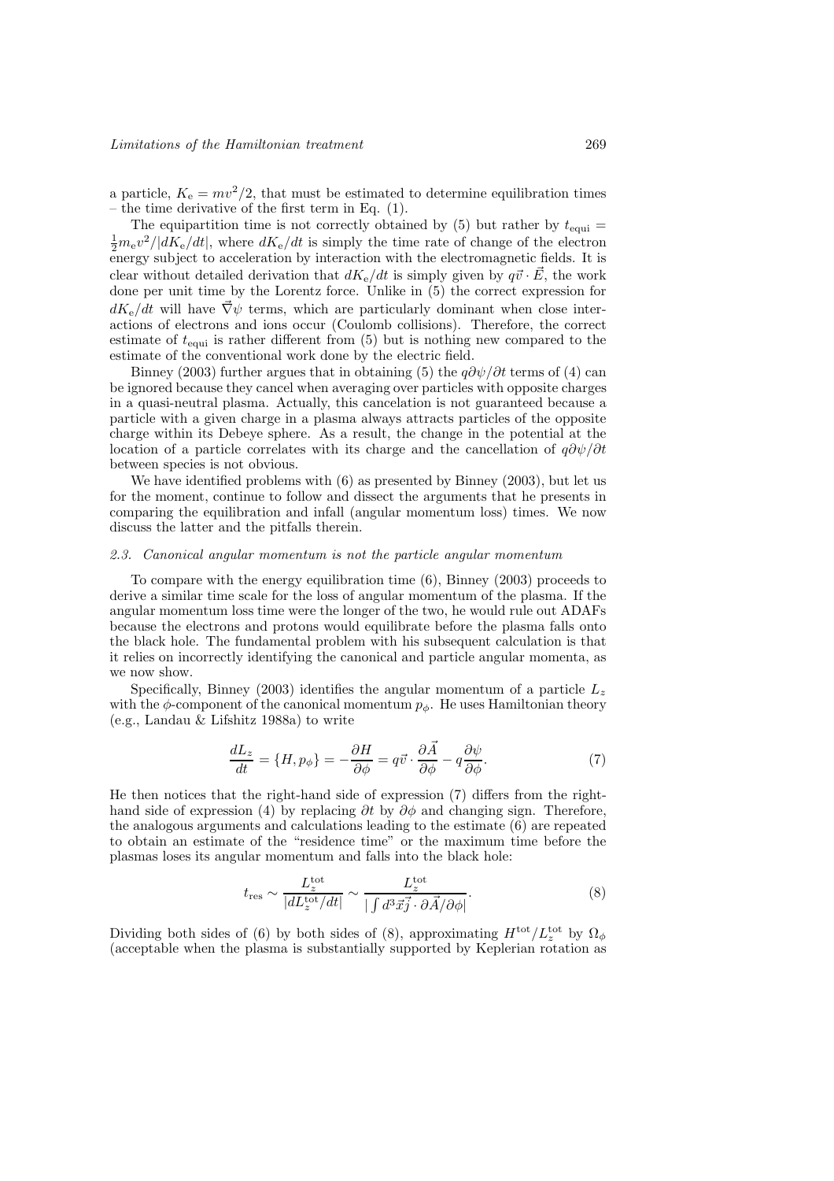a particle, $K_e = mv^2/2$, that must be estimated to determine equilibration times – the time derivative of the first term in Eq. (1).

The equipartition time is not correctly obtained by (5) but rather by $t_{\rm equi} = \frac{1}{2}m_e v^2/|dK_e/dt|$, where $dK_e/dt$ is simply the time rate of change of the electron energy subject to acceleration by interaction with the electromagnetic fields. It is clear without detailed derivation that $dK_e/dt$ is simply given by $q\vec{v}\cdot\vec{E}$, the work done per unit time by the Lorentz force. Unlike in (5) the correct expression for $dK_e/dt$ will have $\vec{\nabla}\psi$ terms, which are particularly dominant when close interactions of electrons and ions occur (Coulomb collisions). Therefore, the correct estimate of $t_{\rm equi}$ is rather different from (5) but is nothing new compared to the estimate of the conventional work done by the electric field.

Binney (2003) further argues that in obtaining (5) the $q\partial\psi/\partial t$ terms of (4) can be ignored because they cancel when averaging over particles with opposite charges in a quasi-neutral plasma. Actually, this cancelation is not guaranteed because a particle with a given charge in a plasma always attracts particles of the opposite charge within its Debeye sphere. As a result, the change in the potential at the location of a particle correlates with its charge and the cancellation of $q\partial\psi/\partial t$ between species is not obvious.

We have identified problems with (6) as presented by Binney (2003), but let us for the moment, continue to follow and dissect the arguments that he presents in comparing the equilibration and infall (angular momentum loss) times. We now discuss the latter and the pitfalls therein.

### *2.3. Canonical angular momentum is not the particle angular momentum*

To compare with the energy equilibration time (6), Binney (2003) proceeds to derive a similar time scale for the loss of angular momentum of the plasma. If the angular momentum loss time were the longer of the two, he would rule out ADAFs because the electrons and protons would equilibrate before the plasma falls onto the black hole. The fundamental problem with his subsequent calculation is that it relies on incorrectly identifying the canonical and particle angular momenta, as we now show.

Specifically, Binney (2003) identifies the angular momentum of a particle $L_z$ with the $\phi$-component of the canonical momentum $p_\phi$. He uses Hamiltonian theory (e.g., Landau & Lifshitz 1988a) to write

$$\frac{dL_z}{dt} = \{H, p_\phi\} = -\frac{\partial H}{\partial \phi} = q\vec{v}\cdot\frac{\partial \vec{A}}{\partial \phi} - q\frac{\partial \psi}{\partial \phi}. \tag{7}$$

He then notices that the right-hand side of expression (7) differs from the right-hand side of expression (4) by replacing $\partial t$ by $\partial\phi$ and changing sign. Therefore, the analogous arguments and calculations leading to the estimate (6) are repeated to obtain an estimate of the "residence time" or the maximum time before the plasmas loses its angular momentum and falls into the black hole:

$$t_{\rm res} \sim \frac{L_z^{\rm tot}}{|dL_z^{\rm tot}/dt|} \sim \frac{L_z^{\rm tot}}{|\int d^3\vec{x}\vec{j}\cdot\partial\vec{A}/\partial\phi|}. \tag{8}$$

Dividing both sides of (6) by both sides of (8), approximating $H^{\rm tot}/L_z^{\rm tot}$ by $\Omega_\phi$ (acceptable when the plasma is substantially supported by Keplerian rotation as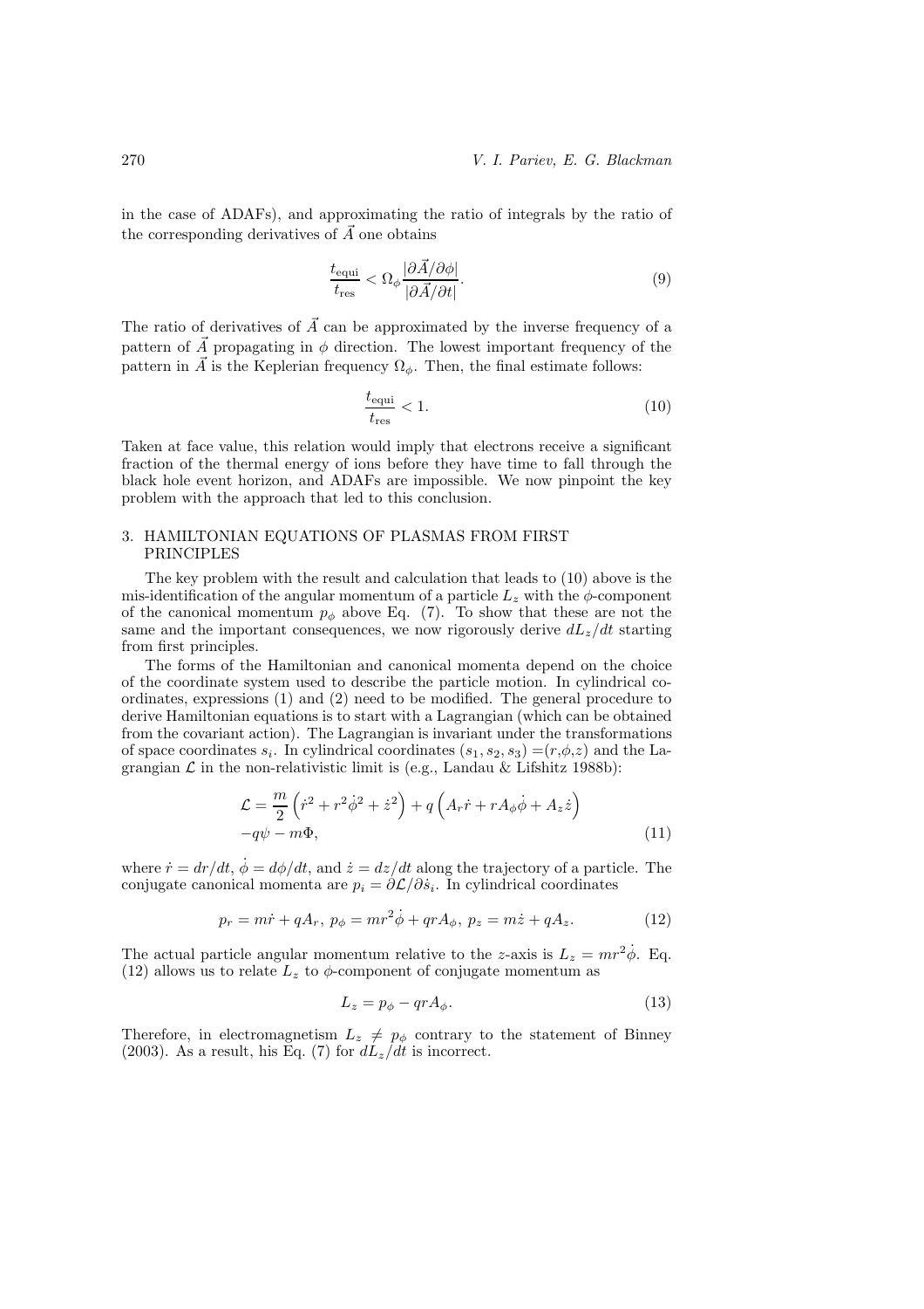in the case of ADAFs), and approximating the ratio of integrals by the ratio of the corresponding derivatives of $\vec{A}$ one obtains

$$\frac{t_{\rm equi}}{t_{\rm res}} < \Omega_\phi \frac{|\partial \vec{A}/\partial \phi|}{|\partial \vec{A}/\partial t|}. \tag{9}$$

The ratio of derivatives of $\vec{A}$ can be approximated by the inverse frequency of a pattern of $\vec{A}$ propagating in $\phi$ direction. The lowest important frequency of the pattern in $\vec{A}$ is the Keplerian frequency $\Omega_\phi$. Then, the final estimate follows:

$$\frac{t_{\rm equi}}{t_{\rm res}} < 1. \tag{10}$$

Taken at face value, this relation would imply that electrons receive a significant fraction of the thermal energy of ions before they have time to fall through the black hole event horizon, and ADAFs are impossible. We now pinpoint the key problem with the approach that led to this conclusion.

## 3. HAMILTONIAN EQUATIONS OF PLASMAS FROM FIRST PRINCIPLES

The key problem with the result and calculation that leads to (10) above is the mis-identification of the angular momentum of a particle $L_z$ with the $\phi$-component of the canonical momentum $p_\phi$ above Eq. (7). To show that these are not the same and the important consequences, we now rigorously derive $dL_z/dt$ starting from first principles.

The forms of the Hamiltonian and canonical momenta depend on the choice of the coordinate system used to describe the particle motion. In cylindrical coordinates, expressions (1) and (2) need to be modified. The general procedure to derive Hamiltonian equations is to start with a Lagrangian (which can be obtained from the covariant action). The Lagrangian is invariant under the transformations of space coordinates $s_i$. In cylindrical coordinates $(s_1, s_2, s_3) = (r, \phi, z)$ and the Lagrangian $\mathcal{L}$ in the non-relativistic limit is (e.g., Landau & Lifshitz 1988b):

$$\mathcal{L} = \frac{m}{2}\left(\dot{r}^2 + r^2\dot{\phi}^2 + \dot{z}^2\right) + q\left(A_r\dot{r} + rA_\phi\dot{\phi} + A_z\dot{z}\right)$$
$$-q\psi - m\Phi, \tag{11}$$

where $\dot{r} = dr/dt$, $\dot{\phi} = d\phi/dt$, and $\dot{z} = dz/dt$ along the trajectory of a particle. The conjugate canonical momenta are $p_i = \partial\mathcal{L}/\partial\dot{s}_i$. In cylindrical coordinates

$$p_r = m\dot{r} + qA_r,\ p_\phi = mr^2\dot{\phi} + qrA_\phi,\ p_z = m\dot{z} + qA_z. \tag{12}$$

The actual particle angular momentum relative to the $z$-axis is $L_z = mr^2\dot{\phi}$. Eq. (12) allows us to relate $L_z$ to $\phi$-component of conjugate momentum as

$$L_z = p_\phi - qrA_\phi. \tag{13}$$

Therefore, in electromagnetism $L_z \neq p_\phi$ contrary to the statement of Binney (2003). As a result, his Eq. (7) for $dL_z/dt$ is incorrect.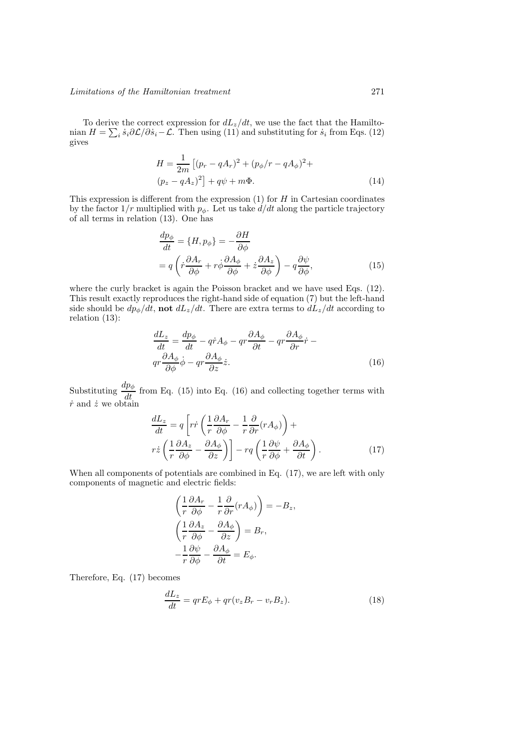To derive the correct expression for $dL_z/dt$, we use the fact that the Hamiltonian $H = \sum_i \dot{s}_i \partial\mathcal{L}/\partial\dot{s}_i - \mathcal{L}$. Then using (11) and substituting for $\dot{s}_i$ from Eqs. (12) gives

$$H = \frac{1}{2m}\left[(p_r - qA_r)^2 + (p_\phi/r - qA_\phi)^2 + (p_z - qA_z)^2\right] + q\psi + m\Phi. \tag{14}$$

This expression is different from the expression (1) for $H$ in Cartesian coordinates by the factor $1/r$ multiplied with $p_\phi$. Let us take $d/dt$ along the particle trajectory of all terms in relation (13). One has

$$\frac{dp_\phi}{dt} = \{H, p_\phi\} = -\frac{\partial H}{\partial\phi} = q\left(\dot{r}\frac{\partial A_r}{\partial\phi} + r\dot{\phi}\frac{\partial A_\phi}{\partial\phi} + \dot{z}\frac{\partial A_z}{\partial\phi}\right) - q\frac{\partial\psi}{\partial\phi}, \tag{15}$$

where the curly bracket is again the Poisson bracket and we have used Eqs. (12). This result exactly reproduces the right-hand side of equation (7) but the left-hand side should be $dp_\phi/dt$, **not** $dL_z/dt$. There are extra terms to $dL_z/dt$ according to relation (13):

$$\frac{dL_z}{dt} = \frac{dp_\phi}{dt} - q\dot{r}A_\phi - qr\frac{\partial A_\phi}{\partial t} - qr\frac{\partial A_\phi}{\partial r}\dot{r} - qr\frac{\partial A_\phi}{\partial\phi}\dot{\phi} - qr\frac{\partial A_\phi}{\partial z}\dot{z}. \tag{16}$$

Substituting $\frac{dp_\phi}{dt}$ from Eq. (15) into Eq. (16) and collecting together terms with $\dot{r}$ and $\dot{z}$ we obtain

$$\frac{dL_z}{dt} = q\left[r\dot{r}\left(\frac{1}{r}\frac{\partial A_r}{\partial\phi} - \frac{1}{r}\frac{\partial}{\partial r}(rA_\phi)\right) + r\dot{z}\left(\frac{1}{r}\frac{\partial A_z}{\partial\phi} - \frac{\partial A_\phi}{\partial z}\right)\right] - rq\left(\frac{1}{r}\frac{\partial\psi}{\partial\phi} + \frac{\partial A_\phi}{\partial t}\right). \tag{17}$$

When all components of potentials are combined in Eq. (17), we are left with only components of magnetic and electric fields:

$$\left(\frac{1}{r}\frac{\partial A_r}{\partial\phi} - \frac{1}{r}\frac{\partial}{\partial r}(rA_\phi)\right) = -B_z,$$

$$\left(\frac{1}{r}\frac{\partial A_z}{\partial\phi} - \frac{\partial A_\phi}{\partial z}\right) = B_r,$$

$$-\frac{1}{r}\frac{\partial\psi}{\partial\phi} - \frac{\partial A_\phi}{\partial t} = E_\phi.$$

Therefore, Eq. (17) becomes

$$\frac{dL_z}{dt} = qrE_\phi + qr(v_z B_r - v_r B_z). \tag{18}$$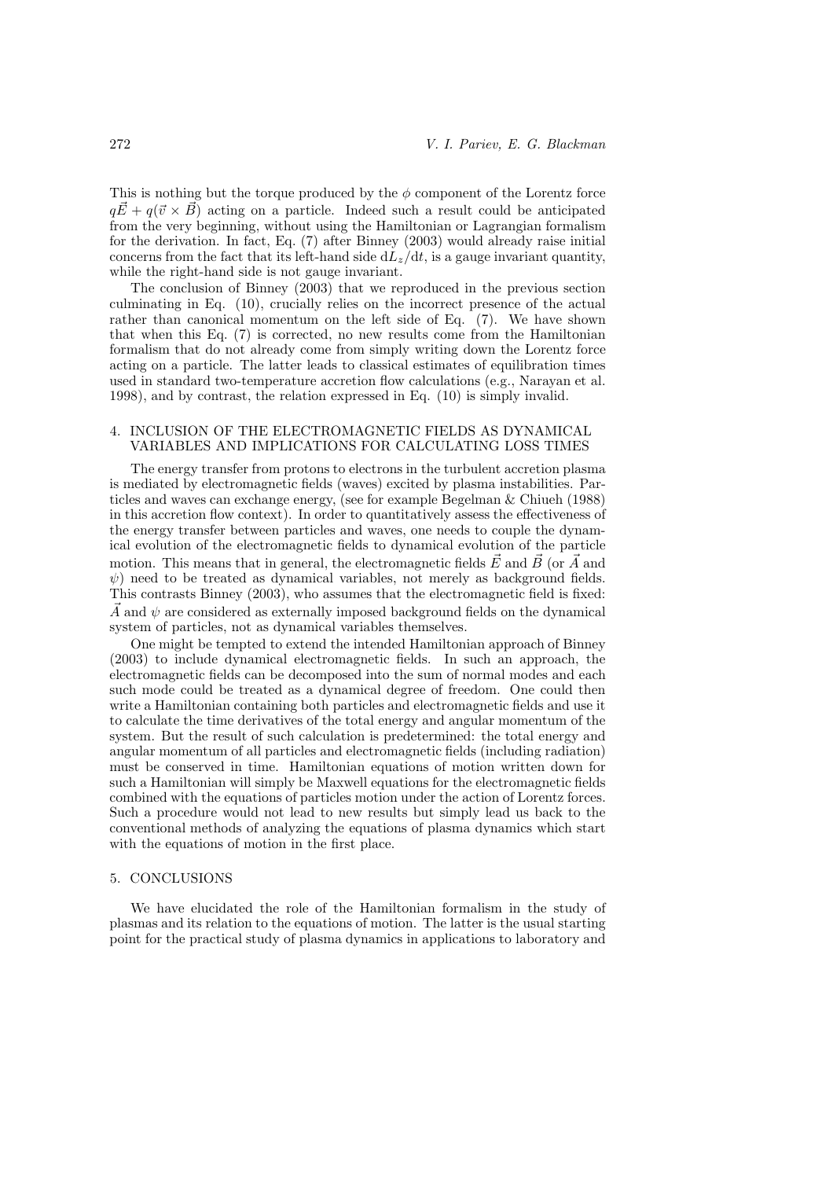This is nothing but the torque produced by the $\phi$ component of the Lorentz force $q\vec{E} + q(\vec{v} \times \vec{B})$ acting on a particle. Indeed such a result could be anticipated from the very beginning, without using the Hamiltonian or Lagrangian formalism for the derivation. In fact, Eq. (7) after Binney (2003) would already raise initial concerns from the fact that its left-hand side $\mathrm{d}L_z/\mathrm{d}t$, is a gauge invariant quantity, while the right-hand side is not gauge invariant.

The conclusion of Binney (2003) that we reproduced in the previous section culminating in Eq. (10), crucially relies on the incorrect presence of the actual rather than canonical momentum on the left side of Eq. (7). We have shown that when this Eq. (7) is corrected, no new results come from the Hamiltonian formalism that do not already come from simply writing down the Lorentz force acting on a particle. The latter leads to classical estimates of equilibration times used in standard two-temperature accretion flow calculations (e.g., Narayan et al. 1998), and by contrast, the relation expressed in Eq. (10) is simply invalid.

## 4. INCLUSION OF THE ELECTROMAGNETIC FIELDS AS DYNAMICAL VARIABLES AND IMPLICATIONS FOR CALCULATING LOSS TIMES

The energy transfer from protons to electrons in the turbulent accretion plasma is mediated by electromagnetic fields (waves) excited by plasma instabilities. Particles and waves can exchange energy, (see for example Begelman & Chiueh (1988) in this accretion flow context). In order to quantitatively assess the effectiveness of the energy transfer between particles and waves, one needs to couple the dynamical evolution of the electromagnetic fields to dynamical evolution of the particle motion. This means that in general, the electromagnetic fields $\vec{E}$ and $\vec{B}$ (or $\vec{A}$ and $\psi$) need to be treated as dynamical variables, not merely as background fields. This contrasts Binney (2003), who assumes that the electromagnetic field is fixed: $\vec{A}$ and $\psi$ are considered as externally imposed background fields on the dynamical system of particles, not as dynamical variables themselves.

One might be tempted to extend the intended Hamiltonian approach of Binney (2003) to include dynamical electromagnetic fields. In such an approach, the electromagnetic fields can be decomposed into the sum of normal modes and each such mode could be treated as a dynamical degree of freedom. One could then write a Hamiltonian containing both particles and electromagnetic fields and use it to calculate the time derivatives of the total energy and angular momentum of the system. But the result of such calculation is predetermined: the total energy and angular momentum of all particles and electromagnetic fields (including radiation) must be conserved in time. Hamiltonian equations of motion written down for such a Hamiltonian will simply be Maxwell equations for the electromagnetic fields combined with the equations of particles motion under the action of Lorentz forces. Such a procedure would not lead to new results but simply lead us back to the conventional methods of analyzing the equations of plasma dynamics which start with the equations of motion in the first place.

## 5. CONCLUSIONS

We have elucidated the role of the Hamiltonian formalism in the study of plasmas and its relation to the equations of motion. The latter is the usual starting point for the practical study of plasma dynamics in applications to laboratory and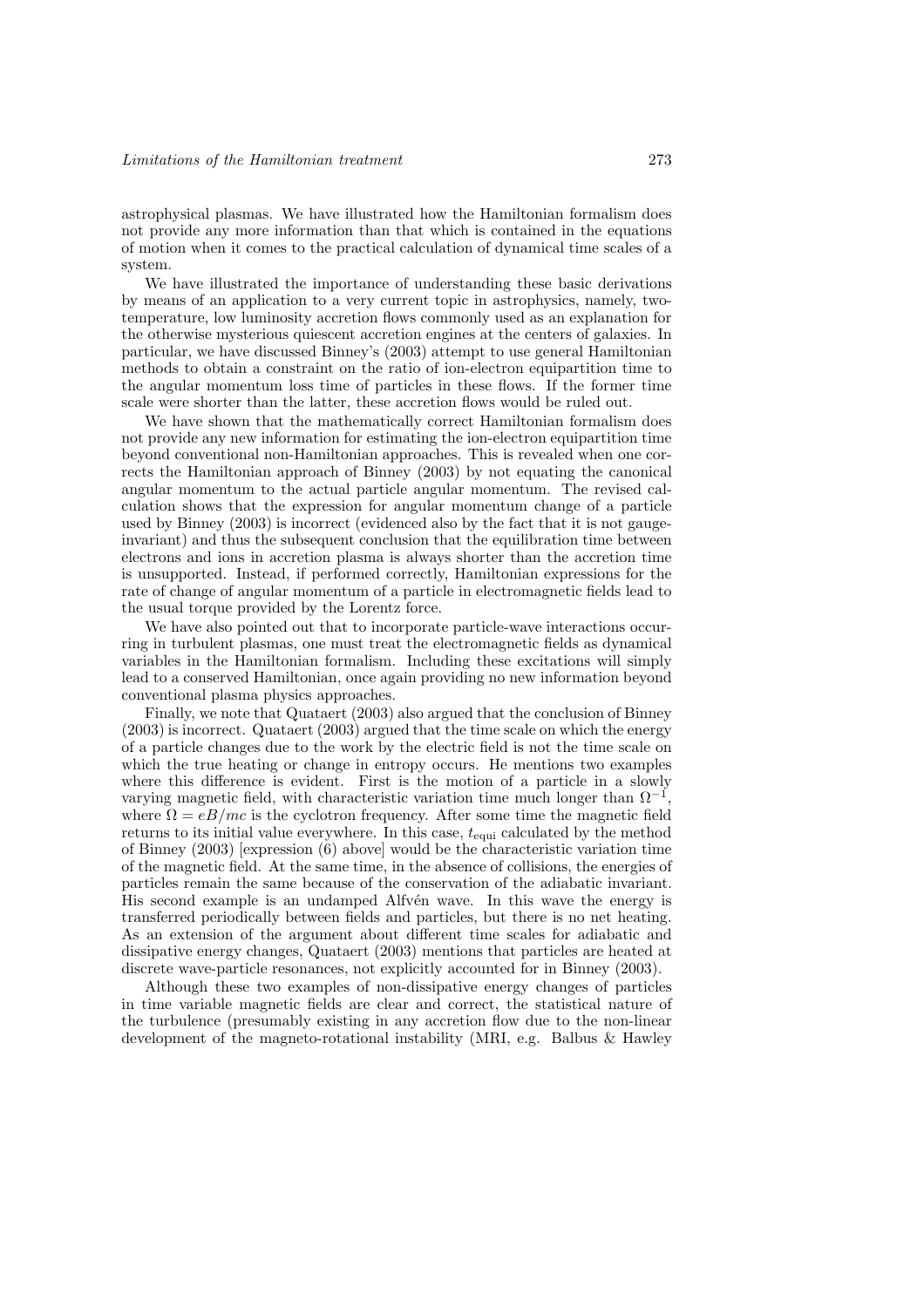astrophysical plasmas. We have illustrated how the Hamiltonian formalism does not provide any more information than that which is contained in the equations of motion when it comes to the practical calculation of dynamical time scales of a system.

We have illustrated the importance of understanding these basic derivations by means of an application to a very current topic in astrophysics, namely, two-temperature, low luminosity accretion flows commonly used as an explanation for the otherwise mysterious quiescent accretion engines at the centers of galaxies. In particular, we have discussed Binney's (2003) attempt to use general Hamiltonian methods to obtain a constraint on the ratio of ion-electron equipartition time to the angular momentum loss time of particles in these flows. If the former time scale were shorter than the latter, these accretion flows would be ruled out.

We have shown that the mathematically correct Hamiltonian formalism does not provide any new information for estimating the ion-electron equipartition time beyond conventional non-Hamiltonian approaches. This is revealed when one corrects the Hamiltonian approach of Binney (2003) by not equating the canonical angular momentum to the actual particle angular momentum. The revised calculation shows that the expression for angular momentum change of a particle used by Binney (2003) is incorrect (evidenced also by the fact that it is not gauge-invariant) and thus the subsequent conclusion that the equilibration time between electrons and ions in accretion plasma is always shorter than the accretion time is unsupported. Instead, if performed correctly, Hamiltonian expressions for the rate of change of angular momentum of a particle in electromagnetic fields lead to the usual torque provided by the Lorentz force.

We have also pointed out that to incorporate particle-wave interactions occurring in turbulent plasmas, one must treat the electromagnetic fields as dynamical variables in the Hamiltonian formalism. Including these excitations will simply lead to a conserved Hamiltonian, once again providing no new information beyond conventional plasma physics approaches.

Finally, we note that Quataert (2003) also argued that the conclusion of Binney (2003) is incorrect. Quataert (2003) argued that the time scale on which the energy of a particle changes due to the work by the electric field is not the time scale on which the true heating or change in entropy occurs. He mentions two examples where this difference is evident. First is the motion of a particle in a slowly varying magnetic field, with characteristic variation time much longer than $\Omega^{-1}$, where $\Omega = eB/mc$ is the cyclotron frequency. After some time the magnetic field returns to its initial value everywhere. In this case, $t_{\rm equi}$ calculated by the method of Binney (2003) [expression (6) above] would be the characteristic variation time of the magnetic field. At the same time, in the absence of collisions, the energies of particles remain the same because of the conservation of the adiabatic invariant. His second example is an undamped Alfvén wave. In this wave the energy is transferred periodically between fields and particles, but there is no net heating. As an extension of the argument about different time scales for adiabatic and dissipative energy changes, Quataert (2003) mentions that particles are heated at discrete wave-particle resonances, not explicitly accounted for in Binney (2003).

Although these two examples of non-dissipative energy changes of particles in time variable magnetic fields are clear and correct, the statistical nature of the turbulence (presumably existing in any accretion flow due to the non-linear development of the magneto-rotational instability (MRI, e.g. Balbus & Hawley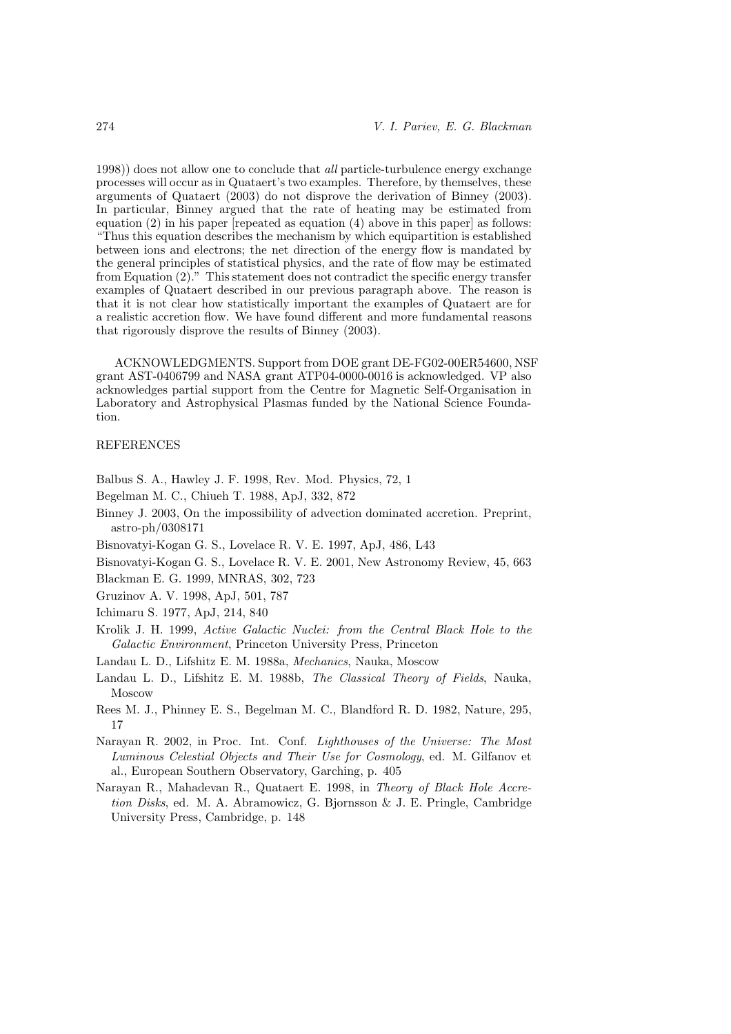1998)) does not allow one to conclude that *all* particle-turbulence energy exchange processes will occur as in Quataert's two examples. Therefore, by themselves, these arguments of Quataert (2003) do not disprove the derivation of Binney (2003). In particular, Binney argued that the rate of heating may be estimated from equation (2) in his paper [repeated as equation (4) above in this paper] as follows: "Thus this equation describes the mechanism by which equipartition is established between ions and electrons; the net direction of the energy flow is mandated by the general principles of statistical physics, and the rate of flow may be estimated from Equation (2)." This statement does not contradict the specific energy transfer examples of Quataert described in our previous paragraph above. The reason is that it is not clear how statistically important the examples of Quataert are for a realistic accretion flow. We have found different and more fundamental reasons that rigorously disprove the results of Binney (2003).

ACKNOWLEDGMENTS. Support from DOE grant DE-FG02-00ER54600, NSF grant AST-0406799 and NASA grant ATP04-0000-0016 is acknowledged. VP also acknowledges partial support from the Centre for Magnetic Self-Organisation in Laboratory and Astrophysical Plasmas funded by the National Science Foundation.

## REFERENCES

Balbus S. A., Hawley J. F. 1998, Rev. Mod. Physics, 72, 1

Begelman M. C., Chiueh T. 1988, ApJ, 332, 872

Binney J. 2003, On the impossibility of advection dominated accretion. Preprint, astro-ph/0308171

Bisnovatyi-Kogan G. S., Lovelace R. V. E. 1997, ApJ, 486, L43

Bisnovatyi-Kogan G. S., Lovelace R. V. E. 2001, New Astronomy Review, 45, 663

Blackman E. G. 1999, MNRAS, 302, 723

Gruzinov A. V. 1998, ApJ, 501, 787

Ichimaru S. 1977, ApJ, 214, 840

Krolik J. H. 1999, *Active Galactic Nuclei: from the Central Black Hole to the Galactic Environment*, Princeton University Press, Princeton

Landau L. D., Lifshitz E. M. 1988a, *Mechanics*, Nauka, Moscow

Landau L. D., Lifshitz E. M. 1988b, *The Classical Theory of Fields*, Nauka, Moscow

Rees M. J., Phinney E. S., Begelman M. C., Blandford R. D. 1982, Nature, 295, 17

Narayan R. 2002, in Proc. Int. Conf. *Lighthouses of the Universe: The Most Luminous Celestial Objects and Their Use for Cosmology*, ed. M. Gilfanov et al., European Southern Observatory, Garching, p. 405

Narayan R., Mahadevan R., Quataert E. 1998, in *Theory of Black Hole Accretion Disks*, ed. M. A. Abramowicz, G. Bjornsson & J. E. Pringle, Cambridge University Press, Cambridge, p. 148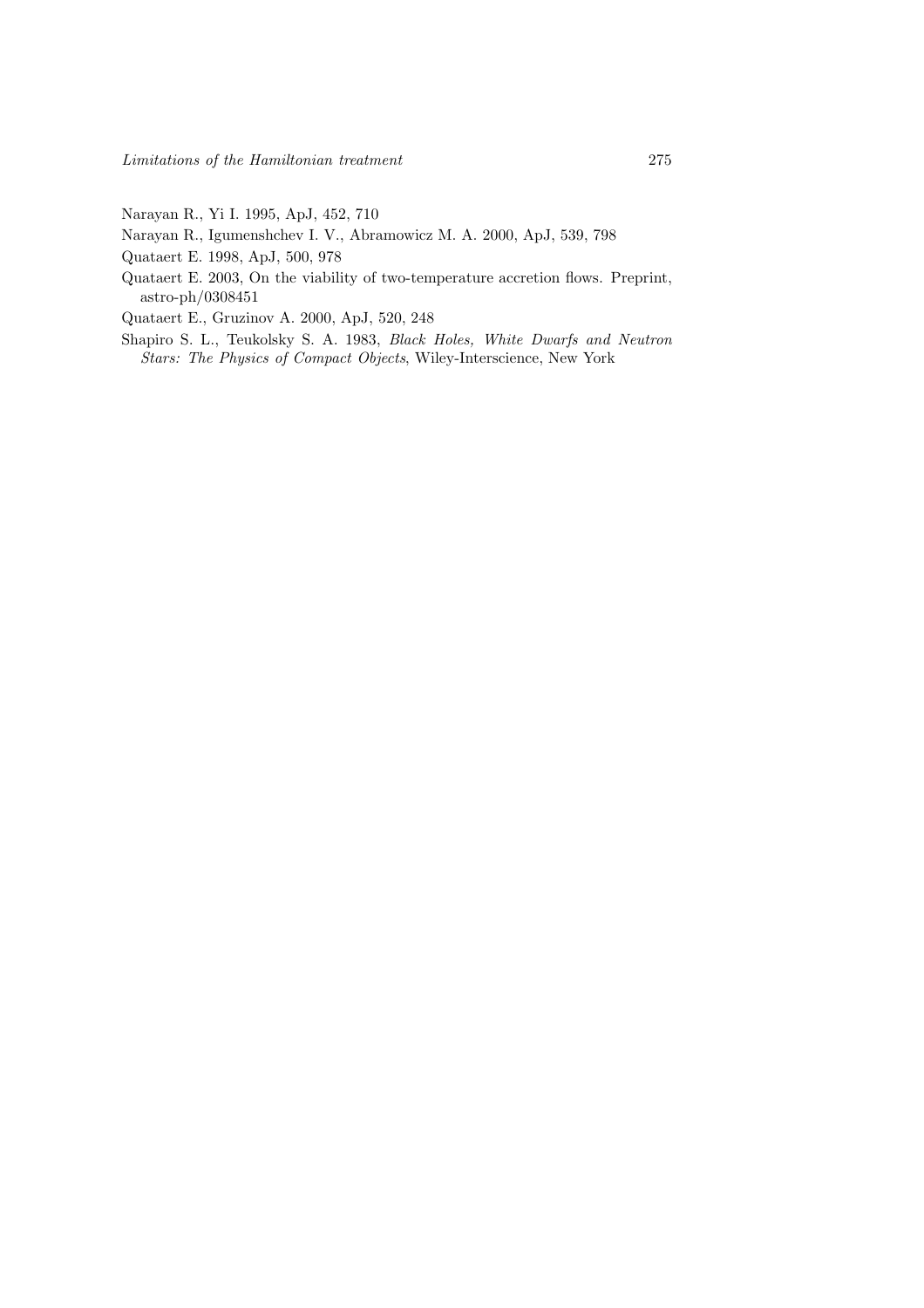Narayan R., Yi I. 1995, ApJ, 452, 710

Narayan R., Igumenshchev I. V., Abramowicz M. A. 2000, ApJ, 539, 798

Quataert E. 1998, ApJ, 500, 978

Quataert E. 2003, On the viability of two-temperature accretion flows. Preprint, astro-ph/0308451

Quataert E., Gruzinov A. 2000, ApJ, 520, 248

Shapiro S. L., Teukolsky S. A. 1983, *Black Holes, White Dwarfs and Neutron Stars: The Physics of Compact Objects*, Wiley-Interscience, New York